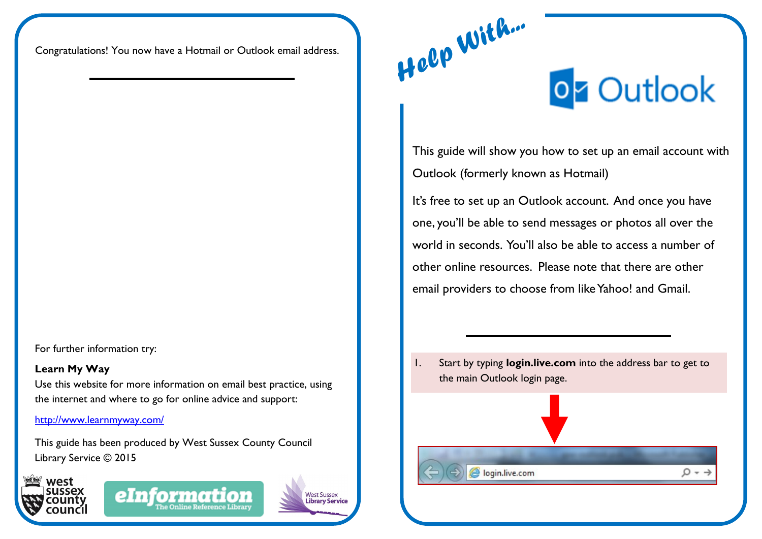Congratulations! You now have a Hotmail or Outlook email address.

For further information try:

**Learn My Way**
Use this website for more information on email best practice, using the internet and where to go for online advice and support:

http://www.learnmyway.com/

This guide has been produced by West Sussex County Council Library Service © 2015

# *Help With...* Outlook

This guide will show you how to set up an email account with Outlook (formerly known as Hotmail)

It's free to set up an Outlook account. And once you have one, you'll be able to send messages or photos all over the world in seconds. You'll also be able to access a number of other online resources. Please note that there are other email providers to choose from like Yahoo! and Gmail.

1. Start by typing **login.live.com** into the address bar to get to the main Outlook login page.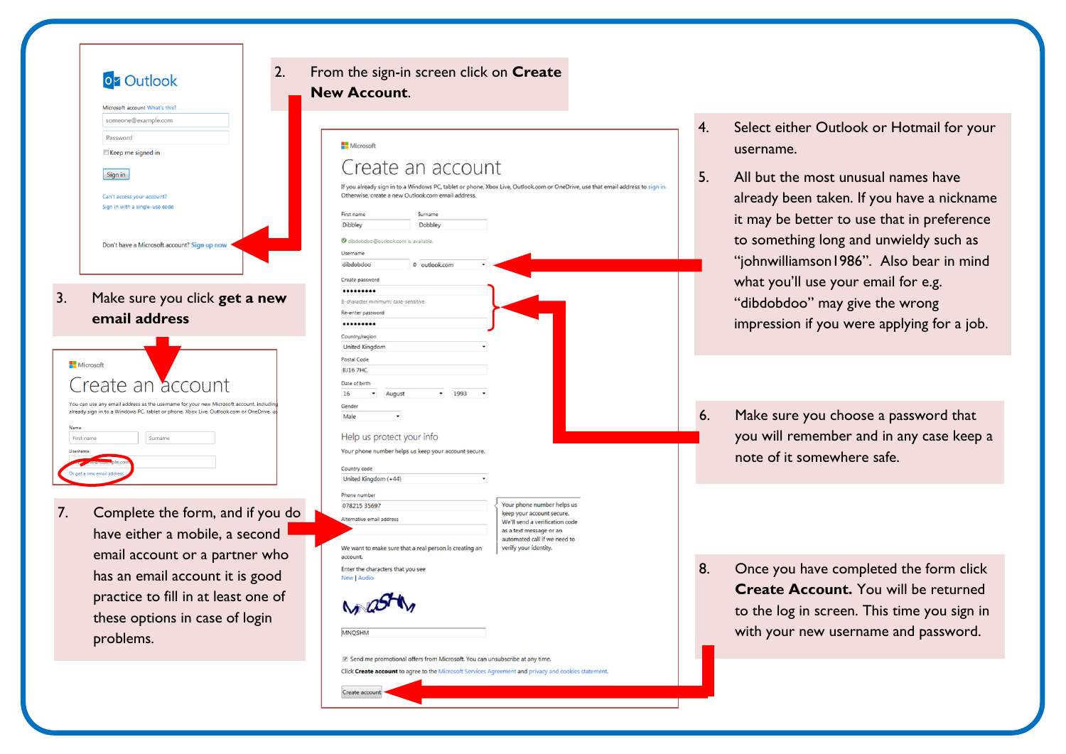2. From the sign-in screen click on **Create New Account**.

3. Make sure you click **get a new email address**

4. Select either Outlook or Hotmail for your username.

5. All but the most unusual names have already been taken. If you have a nickname it may be better to use that in preference to something long and unwieldy such as "johnwilliamson1986". Also bear in mind what you'll use your email for e.g. "dibdobdoo" may give the wrong impression if you were applying for a job.

6. Make sure you choose a password that you will remember and in any case keep a note of it somewhere safe.

7. Complete the form, and if you do have either a mobile, a second email account or a partner who has an email account it is good practice to fill in at least one of these options in case of login problems.

8. Once you have completed the form click **Create Account.** You will be returned to the log in screen. This time you sign in with your new username and password.